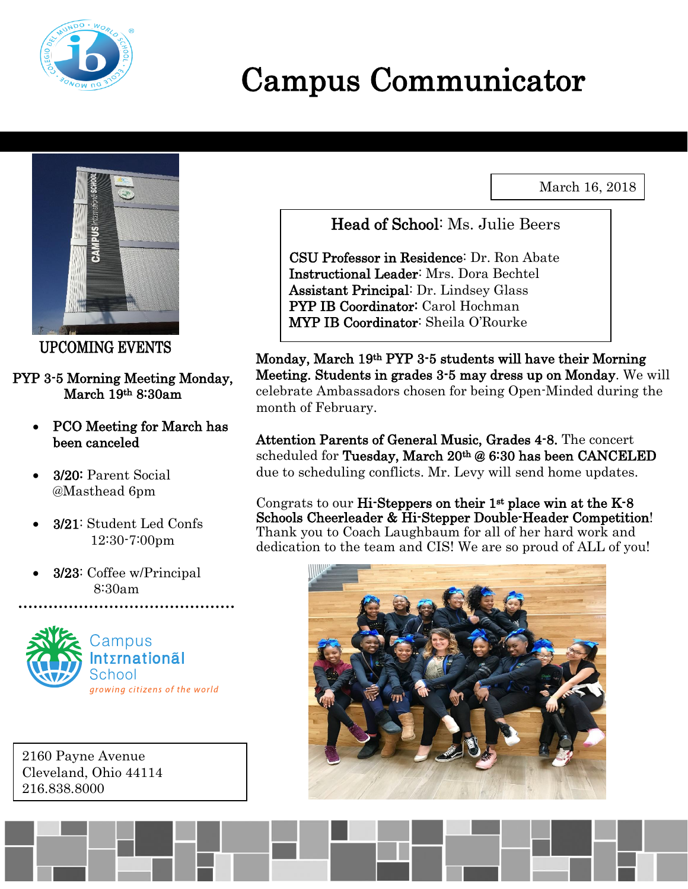# Campus Communicator

March 16, 2018

**Head of School**: Ms. Julie Beers

**CSU Professor in Residence**: Dr. Ron Abate
**Instructional Leader**: Mrs. Dora Bechtel
**Assistant Principal**: Dr. Lindsey Glass
**PYP IB Coordinator**: Carol Hochman
**MYP IB Coordinator**: Sheila O'Rourke

## UPCOMING EVENTS

**PYP 3-5 Morning Meeting Monday, March 19th 8:30am**

- **PCO Meeting for March has been canceled**
- **3/20:** Parent Social @Masthead 6pm
- **3/21**: Student Led Confs 12:30-7:00pm
- **3/23**: Coffee w/Principal 8:30am

Campus International School
*growing citizens of the world*

2160 Payne Avenue
Cleveland, Ohio 44114
216.838.8000

**Monday, March 19th PYP 3-5 students will have their Morning Meeting. Students in grades 3-5 may dress up on Monday**. We will celebrate Ambassadors chosen for being Open-Minded during the month of February.

**Attention Parents of General Music, Grades 4-8.** The concert scheduled for **Tuesday, March 20th @ 6:30 has been CANCELED** due to scheduling conflicts. Mr. Levy will send home updates.

Congrats to our **Hi-Steppers on their 1st place win at the K-8 Schools Cheerleader & Hi-Stepper Double-Header Competition**! Thank you to Coach Laughbaum for all of her hard work and dedication to the team and CIS! We are so proud of ALL of you!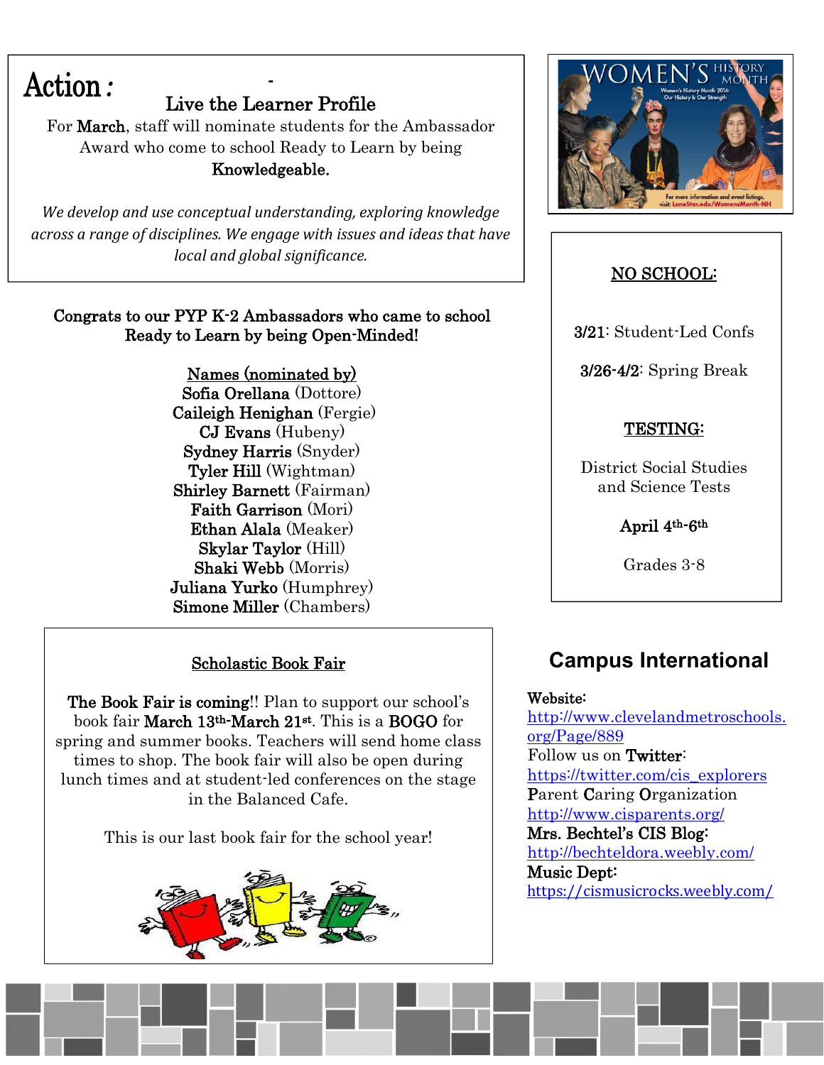# Action:

## Live the Learner Profile

For **March**, staff will nominate students for the Ambassador Award who come to school Ready to Learn by being **Knowledgeable.**

*We develop and use conceptual understanding, exploring knowledge across a range of disciplines. We engage with issues and ideas that have local and global significance.*

**Congrats to our PYP K-2 Ambassadors who came to school Ready to Learn by being Open-Minded!**

**Names (nominated by)**

**Sofia Orellana** (Dottore)
**Caileigh Henighan** (Fergie)
**CJ Evans** (Hubeny)
**Sydney Harris** (Snyder)
**Tyler Hill** (Wightman)
**Shirley Barnett** (Fairman)
**Faith Garrison** (Mori)
**Ethan Alala** (Meaker)
**Skylar Taylor** (Hill)
**Shaki Webb** (Morris)
**Juliana Yurko** (Humphrey)
**Simone Miller** (Chambers)

## Scholastic Book Fair

**The Book Fair is coming**!! Plan to support our school's book fair **March 13th-March 21st**. This is a **BOGO** for spring and summer books. Teachers will send home class times to shop. The book fair will also be open during lunch times and at student-led conferences on the stage in the Balanced Cafe.

This is our last book fair for the school year!

WOMEN'S HISTORY MONTH

Women's History Month 2016: Our History Is Our Strength

For more information and event listings, visit: LoneStar.edu/WomensMonth-NH

**NO SCHOOL:**

**3/21**: Student-Led Confs

**3/26-4/2**: Spring Break

**TESTING:**

District Social Studies and Science Tests

**April 4th-6th**

Grades 3-8

## Campus International

**Website:**
http://www.clevelandmetroschools.org/Page/889
Follow us on **Twitter**:
https://twitter.com/cis_explorers
**P**arent **C**aring **O**rganization
http://www.cisparents.org/
**Mrs. Bechtel's CIS Blog:**
http://bechteldora.weebly.com/
**Music Dept:**
https://cismusicrocks.weebly.com/